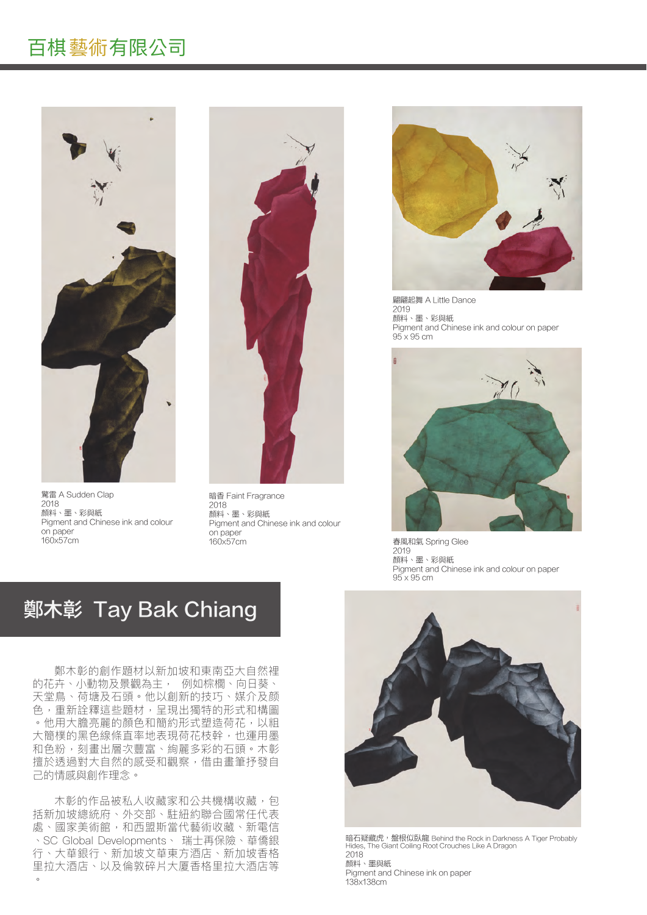# 百棋藝術有限公司

驚雷 A Sudden Clap
2018
顏料、墨、彩與紙
Pigment and Chinese ink and colour on paper
160x57cm

暗香 Faint Fragrance
2018
顏料、墨、彩與紙
Pigment and Chinese ink and colour on paper
160x57cm

翩翩起舞 A Little Dance
2019
顏料、墨、彩與紙
Pigment and Chinese ink and colour on paper
95 x 95 cm

春風和氣 Spring Glee
2019
顏料、墨、彩與紙
Pigment and Chinese ink and colour on paper
95 x 95 cm

## 鄭木彰 Tay Bak Chiang

鄭木彰的創作題材以新加坡和東南亞大自然裡的花卉、小動物及景觀為主， 例如棕櫚、向日葵、天堂鳥、荷塘及石頭。他以創新的技巧、媒介及顏色，重新詮釋這些題材，呈現出獨特的形式和構圖。他用大膽亮麗的顏色和簡約形式塑造荷花，以粗大簡樸的黑色線條直率地表現荷花枝幹，也運用墨和色粉，刻畫出層次豐富、絢麗多彩的石頭。木彰擅於透過對大自然的感受和觀察，借由畫筆抒發自己的情感與創作理念。

木彰的作品被私人收藏家和公共機構收藏，包括新加坡總統府、外交部、駐紐約聯合國常任代表處、國家美術館，和西盟斯當代藝術收藏、新電信、SC Global Developments、 瑞士再保險、華僑銀行、大華銀行、新加坡文華東方酒店、新加坡香格里拉大酒店、以及倫敦碎片大廈香格里拉大酒店等。

暗石疑藏虎，盤根似臥龍 Behind the Rock in Darkness A Tiger Probably Hides, The Giant Coiling Root Crouches Like A Dragon
2018
顏料、墨與紙
Pigment and Chinese ink on paper
138x138cm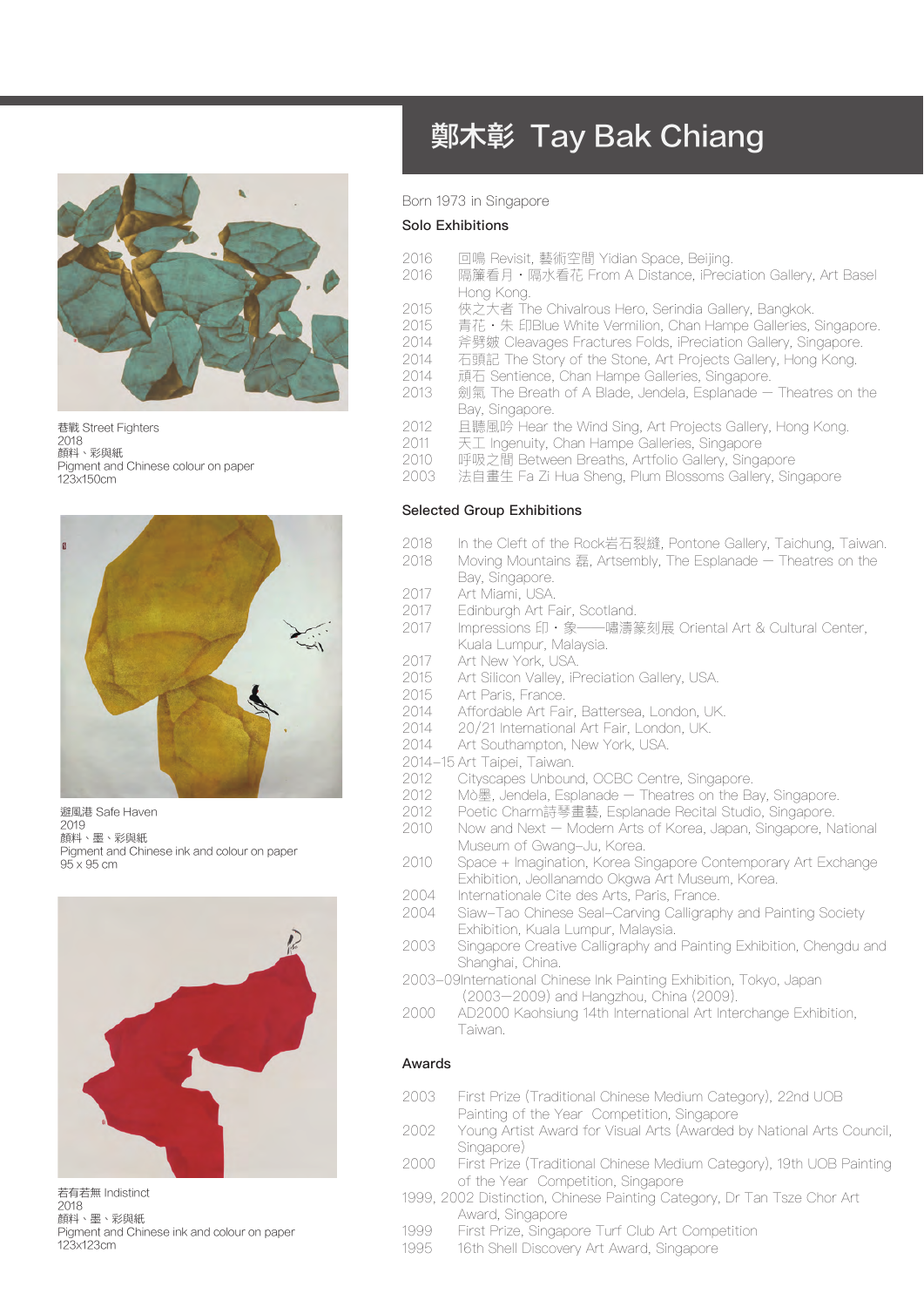# 鄭木彰 Tay Bak Chiang

Born 1973 in Singapore

## Solo Exhibitions

2016 回鳴 Revisit, 藝術空間 Yidian Space, Beijing.
2016 隔簾看月・隔水看花 From A Distance, iPreciation Gallery, Art Basel Hong Kong.
2015 俠之大者 The Chivalrous Hero, Serindia Gallery, Bangkok.
2015 青花・朱 印Blue White Vermilion, Chan Hampe Galleries, Singapore.
2014 斧劈皴 Cleavages Fractures Folds, iPreciation Gallery, Singapore.
2014 石頭記 The Story of the Stone, Art Projects Gallery, Hong Kong.
2014 頑石 Sentience, Chan Hampe Galleries, Singapore.
2013 劍氣 The Breath of A Blade, Jendela, Esplanade – Theatres on the Bay, Singapore.
2012 且聽風吟 Hear the Wind Sing, Art Projects Gallery, Hong Kong.
2011 天工 Ingenuity, Chan Hampe Galleries, Singapore
2010 呼吸之間 Between Breaths, Artfolio Gallery, Singapore
2003 法自畫生 Fa Zi Hua Sheng, Plum Blossoms Gallery, Singapore

## Selected Group Exhibitions

2018 In the Cleft of the Rock岩石裂縫, Pontone Gallery, Taichung, Taiwan.
2018 Moving Mountains 磊, Artsembly, The Esplanade – Theatres on the Bay, Singapore.
2017 Art Miami, USA.
2017 Edinburgh Art Fair, Scotland.
2017 Impressions 印・象——嘯濤篆刻展 Oriental Art & Cultural Center, Kuala Lumpur, Malaysia.
2017 Art New York, USA.
2015 Art Silicon Valley, iPreciation Gallery, USA.
2015 Art Paris, France.
2014 Affordable Art Fair, Battersea, London, UK.
2014 20/21 International Art Fair, London, UK.
2014 Art Southampton, New York, USA.
2014–15 Art Taipei, Taiwan.
2012 Cityscapes Unbound, OCBC Centre, Singapore.
2012 Mò墨, Jendela, Esplanade – Theatres on the Bay, Singapore.
2012 Poetic Charm詩琴畫藝, Esplanade Recital Studio, Singapore.
2010 Now and Next – Modern Arts of Korea, Japan, Singapore, National Museum of Gwang-Ju, Korea.
2010 Space + Imagination, Korea Singapore Contemporary Art Exchange Exhibition, Jeollanamdo Okgwa Art Museum, Korea.
2004 Internationale Cite des Arts, Paris, France.
2004 Siaw-Tao Chinese Seal-Carving Calligraphy and Painting Society Exhibition, Kuala Lumpur, Malaysia.
2003 Singapore Creative Calligraphy and Painting Exhibition, Chengdu and Shanghai, China.
2003–09 International Chinese Ink Painting Exhibition, Tokyo, Japan (2003–2009) and Hangzhou, China (2009).
2000 AD2000 Kaohsiung 14th International Art Interchange Exhibition, Taiwan.

## Awards

2003 First Prize (Traditional Chinese Medium Category), 22nd UOB Painting of the Year Competition, Singapore
2002 Young Artist Award for Visual Arts (Awarded by National Arts Council, Singapore)
2000 First Prize (Traditional Chinese Medium Category), 19th UOB Painting of the Year Competition, Singapore
1999, 2002 Distinction, Chinese Painting Category, Dr Tan Tsze Chor Art Award, Singapore
1999 First Prize, Singapore Turf Club Art Competition
1995 16th Shell Discovery Art Award, Singapore

巷戰 Street Fighters
2018
顏料、彩與紙
Pigment and Chinese colour on paper
123x150cm

避風港 Safe Haven
2019
顏料、墨、彩與紙
Pigment and Chinese ink and colour on paper
95 x 95 cm

若有若無 Indistinct
2018
顏料、墨、彩與紙
Pigment and Chinese ink and colour on paper
123x123cm